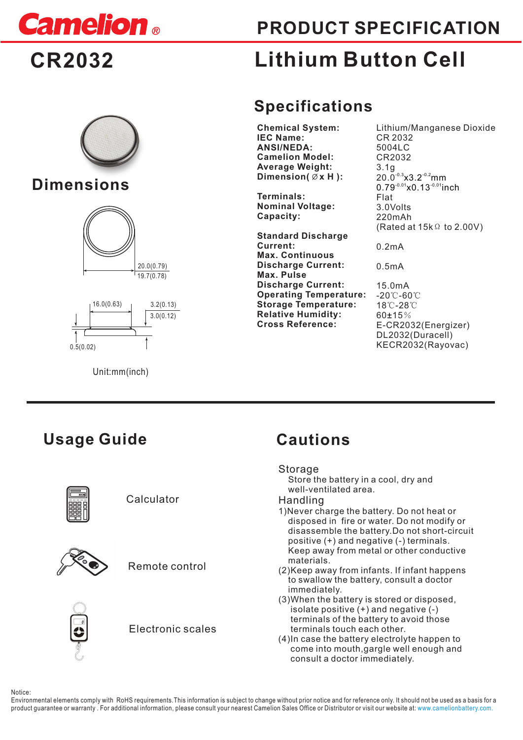# Camelion®

# PRODUCT SPECIFICATION

# CR2032

# Lithium Button Cell

## Dimensions

20.0(0.79)
19.7(0.78)

16.0(0.63)
3.2(0.13)
3.0(0.12)
0.5(0.02)

Unit:mm(inch)

## Specifications

| | |
|---|---|
| **Chemical System:** | Lithium/Manganese Dioxide |
| **IEC Name:** | CR 2032 |
| **ANSI/NEDA:** | 5004LC |
| **Camelion Model:** | CR2032 |
| **Average Weight:** | 3.1g |
| **Dimension( Ø x H ):** | $20.0^{-0.3}$x$3.2^{-0.2}$mm<br>$0.79^{-0.01}$x$0.13^{-0.01}$inch |
| **Terminals:** | Flat |
| **Nominal Voltage:** | 3.0Volts |
| **Capacity:** | 220mAh<br>(Rated at 15kΩ to 2.00V) |
| **Standard Discharge Current:** | 0.2mA |
| **Max. Continuous Discharge Current:** | 0.5mA |
| **Max. Pulse Discharge Current:** | 15.0mA |
| **Operating Temperature:** | -20℃-60℃ |
| **Storage Temperature:** | 18℃-28℃ |
| **Relative Humidity:** | 60±15％ |
| **Cross Reference:** | E-CR2032(Energizer)<br>DL2032(Duracell)<br>KECR2032(Rayovac) |

## Usage Guide

- Calculator
- Remote control
- Electronic scales

## Cautions

**Storage**

Store the battery in a cool, dry and well-ventilated area.

**Handling**

1)Never charge the battery. Do not heat or disposed in fire or water. Do not modify or disassemble the battery.Do not short-circuit positive (+) and negative (-) terminals. Keep away from metal or other conductive materials.

(2)Keep away from infants. If infant happens to swallow the battery, consult a doctor immediately.

(3)When the battery is stored or disposed, isolate positive (+) and negative (-) terminals of the battery to avoid those terminals touch each other.

(4)In case the battery electrolyte happen to come into mouth,gargle well enough and consult a doctor immediately.

Notice:
Environmental elements comply with RoHS requirements.This information is subject to change without prior notice and for reference only. It should not be used as a basis for a product guarantee or warranty . For additional information, please consult your nearest Camelion Sales Office or Distributor or visit our website at: www.camelionbattery.com.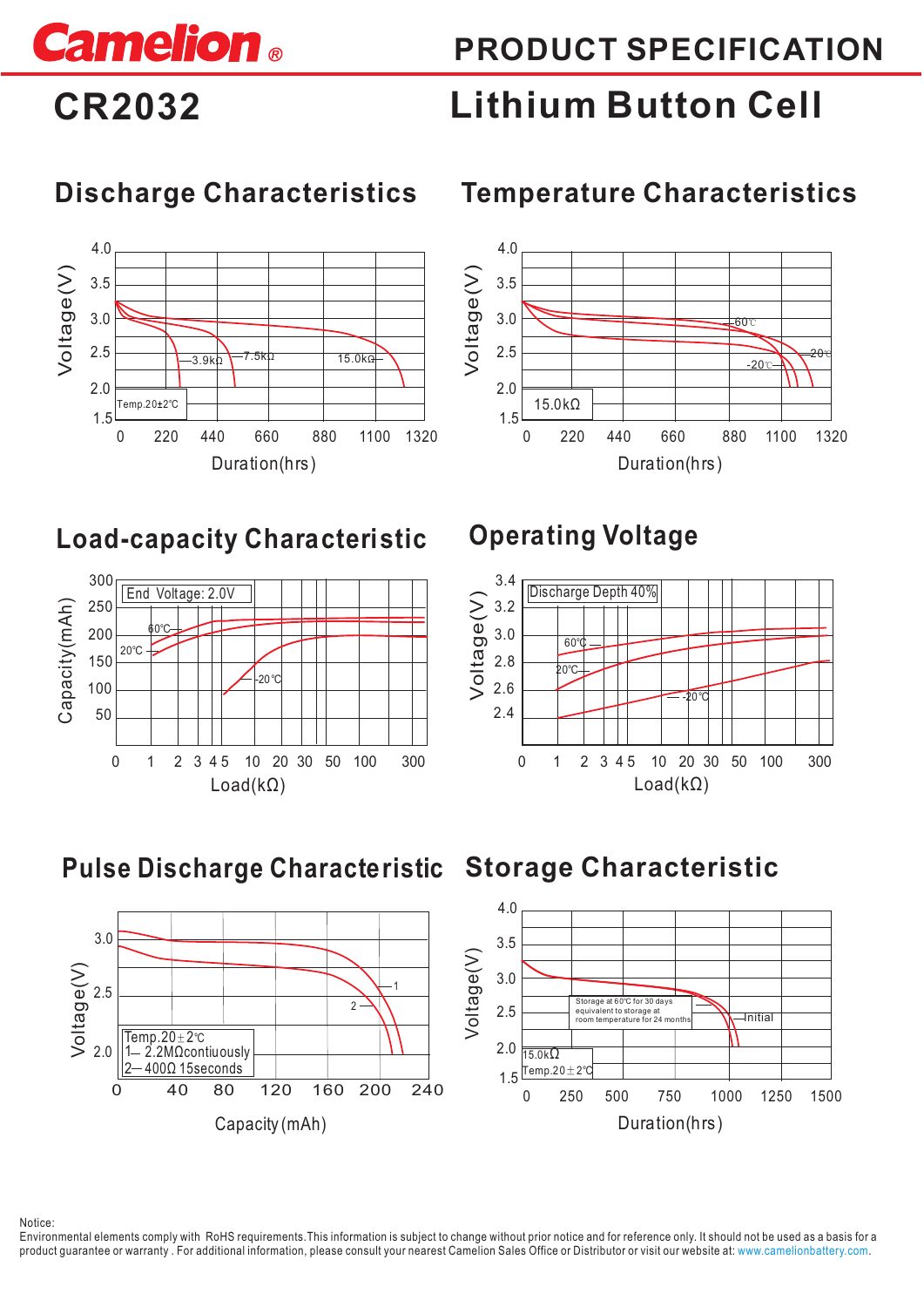# Camelion®

# PRODUCT SPECIFICATION

# CR2032

# Lithium Button Cell

## Discharge Characteristics

Voltage(V)
4.0
3.5
3.0
2.5
2.0
1.5
3.9kΩ
7.5kΩ
15.0kΩ
Temp.20±2℃
0 220 440 660 880 1100 1320
Duration(hrs)

## Temperature Characteristics

Voltage(V)
4.0
3.5
3.0
2.5
2.0
1.5
60℃
20℃
-20℃
15.0kΩ
0 220 440 660 880 1100 1320
Duration(hrs)

## Load-capacity Characteristic

Capacity(mAh)
300
250
200
150
100
50
End Voltage: 2.0V
60℃
20℃
-20℃
0 1 2 3 4 5 10 20 30 50 100 300
Load(kΩ)

## Operating Voltage

Voltage(V)
3.4
3.2
3.0
2.8
2.6
2.4
Discharge Depth 40%
60℃
20℃
-20℃
0 1 2 3 4 5 10 20 30 50 100 300
Load(kΩ)

## Pulse Discharge Characteristic

Voltage(V)
3.0
2.5
2.0
1
2
Temp.20±2℃
1— 2.2MΩcontiuously
2— 400Ω 15seconds
0 40 80 120 160 200 240
Capacity(mAh)

## Storage Characteristic

Voltage(V)
4.0
3.5
3.0
2.5
2.0
1.5
Storage at 60℃ for 30 days equivalent to storage at room temperature for 24 months
Initial
15.0kΩ
Temp.20±2℃
0 250 500 750 1000 1250 1500
Duration(hrs)

Notice:
Environmental elements comply with RoHS requirements.This information is subject to change without prior notice and for reference only. It should not be used as a basis for a product guarantee or warranty . For additional information, please consult your nearest Camelion Sales Office or Distributor or visit our website at: www.camelionbattery.com.